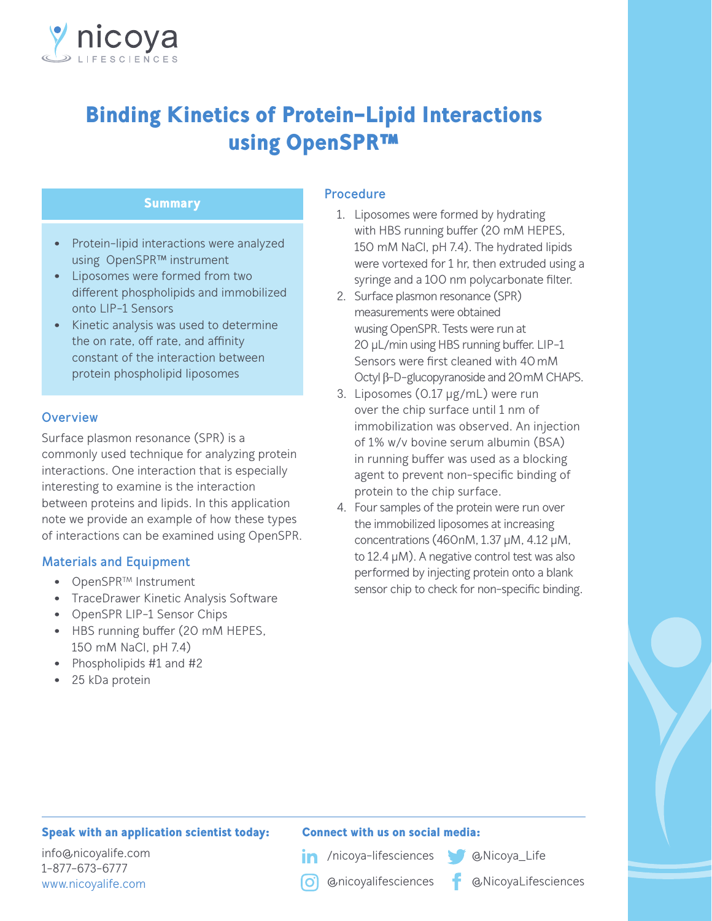nicoya LIFESCIENCES

# Binding Kinetics of Protein-Lipid Interactions using OpenSPR™

## Summary

- Protein-lipid interactions were analyzed using OpenSPR™ instrument
- Liposomes were formed from two different phospholipids and immobilized onto LIP-1 Sensors
- Kinetic analysis was used to determine the on rate, off rate, and affinity constant of the interaction between protein phospholipid liposomes

## Overview

Surface plasmon resonance (SPR) is a commonly used technique for analyzing protein interactions. One interaction that is especially interesting to examine is the interaction between proteins and lipids. In this application note we provide an example of how these types of interactions can be examined using OpenSPR.

## Materials and Equipment

- OpenSPR™ Instrument
- TraceDrawer Kinetic Analysis Software
- OpenSPR LIP-1 Sensor Chips
- HBS running buffer (20 mM HEPES, 150 mM NaCl, pH 7.4)
- Phospholipids #1 and #2
- 25 kDa protein

## Procedure

1. Liposomes were formed by hydrating with HBS running buffer (20 mM HEPES, 150 mM NaCl, pH 7.4). The hydrated lipids were vortexed for 1 hr, then extruded using a syringe and a 100 nm polycarbonate filter.
2. Surface plasmon resonance (SPR) measurements were obtained wusing OpenSPR. Tests were run at 20 µL/min using HBS running buffer. LIP-1 Sensors were first cleaned with 40 mM Octyl β-D-glucopyranoside and 20 mM CHAPS.
3. Liposomes (0.17 µg/mL) were run over the chip surface until 1 nm of immobilization was observed. An injection of 1% w/v bovine serum albumin (BSA) in running buffer was used as a blocking agent to prevent non-specific binding of protein to the chip surface.
4. Four samples of the protein were run over the immobilized liposomes at increasing concentrations (460nM, 1.37 µM, 4.12 µM, to 12.4 µM). A negative control test was also performed by injecting protein onto a blank sensor chip to check for non-specific binding.

**Speak with an application scientist today:**

info@nicoyalife.com
1-877-673-6777
www.nicoyalife.com

**Connect with us on social media:**

/nicoya-lifesciences
@Nicoya_Life
@nicoyalifesciences
@NicoyaLifesciences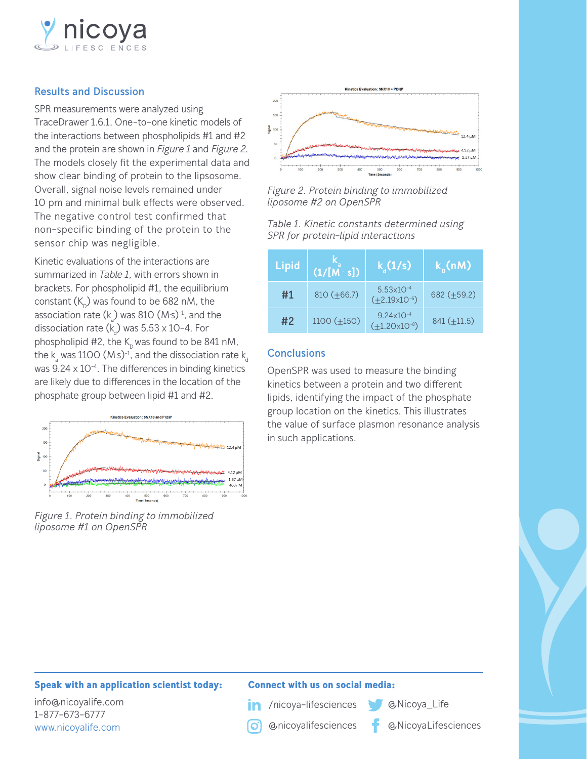## Results and Discussion

SPR measurements were analyzed using TraceDrawer 1.6.1. One-to-one kinetic models of the interactions between phospholipids #1 and #2 and the protein are shown in *Figure 1* and *Figure 2*. The models closely fit the experimental data and show clear binding of protein to the lipsosome. Overall, signal noise levels remained under 10 pm and minimal bulk effects were observed. The negative control test confirmed that non-specific binding of the protein to the sensor chip was negligible.

Kinetic evaluations of the interactions are summarized in *Table 1*, with errors shown in brackets. For phospholipid #1, the equilibrium constant ($K_D$) was found to be 682 nM, the association rate ($k_a$) was 810 $(M{\cdot}s)^{-1}$, and the dissociation rate ($k_d$) was 5.53 x 10-4. For phospholipid #2, the $K_D$ was found to be 841 nM, the $k_a$ was 1100 $(M{\cdot}s)^{-1}$, and the dissociation rate $k_d$ was 9.24 x $10^{-4}$. The differences in binding kinetics are likely due to differences in the location of the phosphate group between lipid #1 and #2.

Kinetics Evaluation: SNX10 and PI(3)P

12.4 μM
4.12 μM
1.37 μM
460 nM

Signal
Time (Seconds)

*Figure 1. Protein binding to immobilized liposome #1 on OpenSPR*

Kinetics Evaluation: SNX10 + PI(4)P

12.4 μM
4.12 μM
1.37 μM

Signal
Time (Seconds)

*Figure 2. Protein binding to immobilized liposome #2 on OpenSPR*

*Table 1. Kinetic constants determined using SPR for protein-lipid interactions*

| Lipid | $k_a$ (1/[M · s]) | $k_d$(1/s) | $k_D$(nM) |
|---|---|---|---|
| #1 | 810 (±66.7) | $5.53 \times 10^{-4}$ (±$2.19 \times 10^{-6}$) | 682 (±59.2) |
| #2 | 1100 (±150) | $9.24 \times 10^{-4}$ (±$1.20 \times 10^{-8}$) | 841 (±11.5) |

## Conclusions

OpenSPR was used to measure the binding kinetics between a protein and two different lipids, identifying the impact of the phosphate group location on the kinetics. This illustrates the value of surface plasmon resonance analysis in such applications.

**Speak with an application scientist today:**

info@nicoyalife.com
1-877-673-6777
www.nicoyalife.com

**Connect with us on social media:**

/nicoya-lifesciences
@Nicoya_Life
@nicoyalifesciences
@NicoyaLifesciences